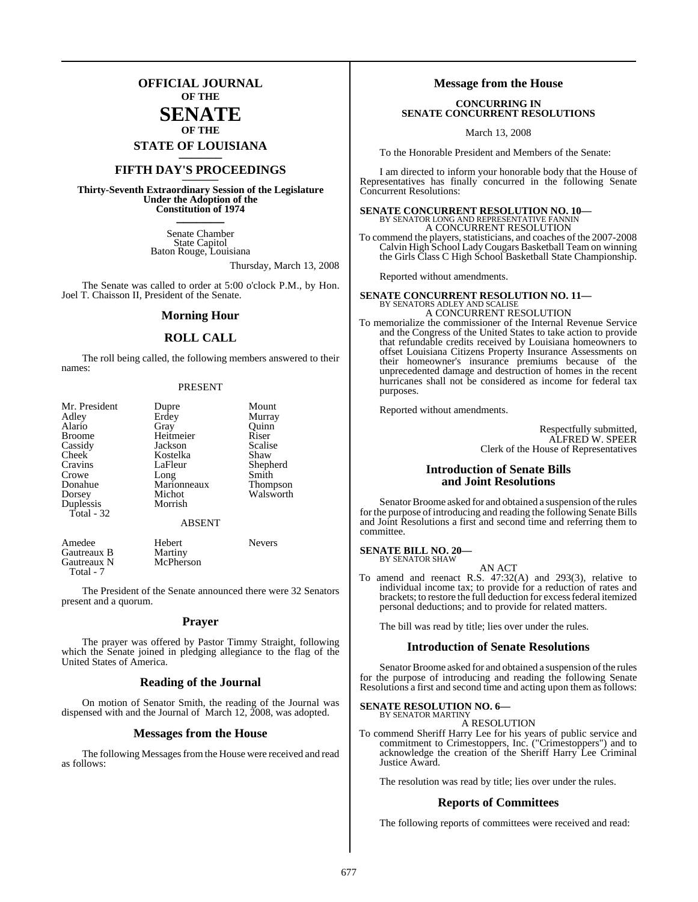# OFFICIAL JOURNAL OF THE SENATE OF THE STATE OF LOUISIANA

## FIFTH DAY'S PROCEEDINGS

**Thirty-Seventh Extraordinary Session of the Legislature Under the Adoption of the Constitution of 1974**

Senate Chamber
State Capitol
Baton Rouge, Louisiana

Thursday, March 13, 2008

The Senate was called to order at 5:00 o'clock P.M., by Hon. Joel T. Chaisson II, President of the Senate.

## Morning Hour

## ROLL CALL

The roll being called, the following members answered to their names:

PRESENT

| | | |
|---|---|---|
| Mr. President | Dupre | Mount |
| Adley | Erdey | Murray |
| Alario | Gray | Quinn |
| Broome | Heitmeier | Riser |
| Cassidy | Jackson | Scalise |
| Cheek | Kostelka | Shaw |
| Cravins | LaFleur | Shepherd |
| Crowe | Long | Smith |
| Donahue | Marionneaux | Thompson |
| Dorsey | Michot | Walsworth |
| Duplessis | Morrish | |

Total - 32

ABSENT

| | | |
|---|---|---|
| Amedee | Hebert | Nevers |
| Gautreaux B | Martiny | |
| Gautreaux N | McPherson | |

Total - 7

The President of the Senate announced there were 32 Senators present and a quorum.

## Prayer

The prayer was offered by Pastor Timmy Straight, following which the Senate joined in pledging allegiance to the flag of the United States of America.

## Reading of the Journal

On motion of Senator Smith, the reading of the Journal was dispensed with and the Journal of March 12, 2008, was adopted.

## Messages from the House

The following Messages from the House were received and read as follows:

## Message from the House

**CONCURRING IN SENATE CONCURRENT RESOLUTIONS**

March 13, 2008

To the Honorable President and Members of the Senate:

I am directed to inform your honorable body that the House of Representatives has finally concurred in the following Senate Concurrent Resolutions:

**SENATE CONCURRENT RESOLUTION NO. 10—**
BY SENATOR LONG AND REPRESENTATIVE FANNIN
A CONCURRENT RESOLUTION

To commend the players, statisticians, and coaches of the 2007-2008 Calvin High School Lady Cougars Basketball Team on winning the Girls Class C High School Basketball State Championship.

Reported without amendments.

**SENATE CONCURRENT RESOLUTION NO. 11—**
BY SENATORS ADLEY AND SCALISE
A CONCURRENT RESOLUTION

To memorialize the commissioner of the Internal Revenue Service and the Congress of the United States to take action to provide that refundable credits received by Louisiana homeowners to offset Louisiana Citizens Property Insurance Assessments on their homeowner's insurance premiums because of the unprecedented damage and destruction of homes in the recent hurricanes shall not be considered as income for federal tax purposes.

Reported without amendments.

Respectfully submitted,
ALFRED W. SPEER
Clerk of the House of Representatives

## Introduction of Senate Bills and Joint Resolutions

Senator Broome asked for and obtained a suspension of the rules for the purpose of introducing and reading the following Senate Bills and Joint Resolutions a first and second time and referring them to committee.

**SENATE BILL NO. 20—**
BY SENATOR SHAW
AN ACT

To amend and reenact R.S. 47:32(A) and 293(3), relative to individual income tax; to provide for a reduction of rates and brackets; to restore the full deduction for excess federal itemized personal deductions; and to provide for related matters.

The bill was read by title; lies over under the rules.

## Introduction of Senate Resolutions

Senator Broome asked for and obtained a suspension of the rules for the purpose of introducing and reading the following Senate Resolutions a first and second time and acting upon them as follows:

**SENATE RESOLUTION NO. 6—**
BY SENATOR MARTINY
A RESOLUTION

To commend Sheriff Harry Lee for his years of public service and commitment to Crimestoppers, Inc. ("Crimestoppers") and to acknowledge the creation of the Sheriff Harry Lee Criminal Justice Award.

The resolution was read by title; lies over under the rules.

## Reports of Committees

The following reports of committees were received and read: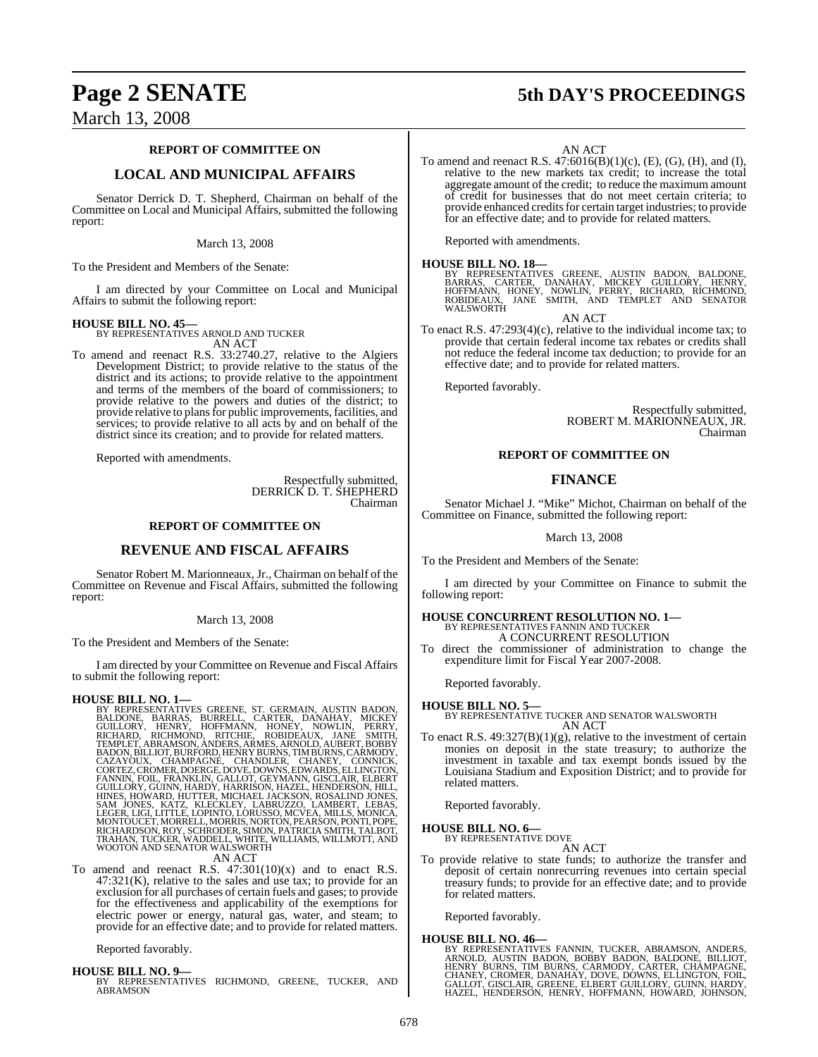## REPORT OF COMMITTEE ON

## LOCAL AND MUNICIPAL AFFAIRS

Senator Derrick D. T. Shepherd, Chairman on behalf of the Committee on Local and Municipal Affairs, submitted the following report:

March 13, 2008

To the President and Members of the Senate:

I am directed by your Committee on Local and Municipal Affairs to submit the following report:

**HOUSE BILL NO. 45—**
BY REPRESENTATIVES ARNOLD AND TUCKER
AN ACT

To amend and reenact R.S. 33:2740.27, relative to the Algiers Development District; to provide relative to the status of the district and its actions; to provide relative to the appointment and terms of the members of the board of commissioners; to provide relative to the powers and duties of the district; to provide relative to plans for public improvements, facilities, and services; to provide relative to all acts by and on behalf of the district since its creation; and to provide for related matters.

Reported with amendments.

Respectfully submitted,
DERRICK D. T. SHEPHERD
Chairman

## REPORT OF COMMITTEE ON

## REVENUE AND FISCAL AFFAIRS

Senator Robert M. Marionneaux, Jr., Chairman on behalf of the Committee on Revenue and Fiscal Affairs, submitted the following report:

March 13, 2008

To the President and Members of the Senate:

I am directed by your Committee on Revenue and Fiscal Affairs to submit the following report:

**HOUSE BILL NO. 1—**
BY REPRESENTATIVES GREENE, ST. GERMAIN, AUSTIN BADON, BALDONE, BARRAS, BURRELL, CARTER, DANAHAY, MICKEY GUILLORY, HENRY, HOFFMANN, HONEY, NOWLIN, PERRY, RICHARD, RICHMOND, RITCHIE, ROBIDEAUX, JANE SMITH, TEMPLET, ABRAMSON, ANDERS, ARMES, ARNOLD, AUBERT, BOBBY BADON, BILLIOT, BURFORD, HENRY BURNS, TIM BURNS, CARMODY, CAZAYOUX, CHAMPAGNE, CHANDLER, CHANEY, CONNICK, CORTEZ, CROMER, DOERGE, DOVE, DOWNS, EDWARDS, ELLINGTON, FANNIN, FOIL, FRANKLIN, GALLOT, GEYMANN, GISCLAIR, ELBERT GUILLORY, GUINN, HARDY, HARRISON, HAZEL, HENDERSON, HILL, HINES, HOWARD, HUTTER, MICHAEL JACKSON, ROSALIND JONES, SAM JONES, KATZ, KLECKLEY, LABRUZZO, LAMBERT, LEBAS, LEGER, LIGI, LITTLE, LOPINTO, LORUSSO, MCVEA, MILLS, MONICA, MONTOUCET, MORRELL, MORRIS, NORTON, PEARSON, PONTI, POPE, RICHARDSON, ROY, SCHRODER, SIMON, PATRICIA SMITH, TALBOT, TRAHAN, TUCKER, WADDELL, WHITE, WILLIAMS, WILLMOTT, AND WOOTON AND SENATOR WALSWORTH
AN ACT

To amend and reenact R.S. 47:301(10)(x) and to enact R.S. 47:321(K), relative to the sales and use tax; to provide for an exclusion for all purchases of certain fuels and gases; to provide for the effectiveness and applicability of the exemptions for electric power or energy, natural gas, water, and steam; to provide for an effective date; and to provide for related matters.

Reported favorably.

**HOUSE BILL NO. 9—**
BY REPRESENTATIVES RICHMOND, GREENE, TUCKER, AND ABRAMSON
AN ACT

To amend and reenact R.S. 47:6016(B)(1)(c), (E), (G), (H), and (I), relative to the new markets tax credit; to increase the total aggregate amount of the credit; to reduce the maximum amount of credit for businesses that do not meet certain criteria; to provide enhanced credits for certain target industries; to provide for an effective date; and to provide for related matters.

Reported with amendments.

**HOUSE BILL NO. 18—**
BY REPRESENTATIVES GREENE, AUSTIN BADON, BALDONE, BARRAS, CARTER, DANAHAY, MICKEY GUILLORY, HENRY, HOFFMANN, HONEY, NOWLIN, PERRY, RICHARD, RICHMOND, ROBIDEAUX, JANE SMITH, AND TEMPLET AND SENATOR WALSWORTH
AN ACT

To enact R.S. 47:293(4)(c), relative to the individual income tax; to provide that certain federal income tax rebates or credits shall not reduce the federal income tax deduction; to provide for an effective date; and to provide for related matters.

Reported favorably.

Respectfully submitted,
ROBERT M. MARIONNEAUX, JR.
Chairman

## REPORT OF COMMITTEE ON

## FINANCE

Senator Michael J. "Mike" Michot, Chairman on behalf of the Committee on Finance, submitted the following report:

March 13, 2008

To the President and Members of the Senate:

I am directed by your Committee on Finance to submit the following report:

**HOUSE CONCURRENT RESOLUTION NO. 1—**
BY REPRESENTATIVES FANNIN AND TUCKER
A CONCURRENT RESOLUTION

To direct the commissioner of administration to change the expenditure limit for Fiscal Year 2007-2008.

Reported favorably.

**HOUSE BILL NO. 5—**
BY REPRESENTATIVE TUCKER AND SENATOR WALSWORTH
AN ACT

To enact R.S. 49:327(B)(1)(g), relative to the investment of certain monies on deposit in the state treasury; to authorize the investment in taxable and tax exempt bonds issued by the Louisiana Stadium and Exposition District; and to provide for related matters.

Reported favorably.

**HOUSE BILL NO. 6—**
BY REPRESENTATIVE DOVE
AN ACT

To provide relative to state funds; to authorize the transfer and deposit of certain nonrecurring revenues into certain special treasury funds; to provide for an effective date; and to provide for related matters.

Reported favorably.

**HOUSE BILL NO. 46—**
BY REPRESENTATIVES FANNIN, TUCKER, ABRAMSON, ANDERS, ARNOLD, AUSTIN BADON, BOBBY BADON, BALDONE, BILLIOT, HENRY BURNS, TIM BURNS, CARMODY, CARTER, CHAMPAGNE, CHANEY, CROMER, DANAHAY, DOVE, DOWNS, ELLINGTON, FOIL, GALLOT, GISCLAIR, GREENE, ELBERT GUILLORY, GUINN, HARDY, HAZEL, HENDERSON, HENRY, HOFFMANN, HOWARD, JOHNSON,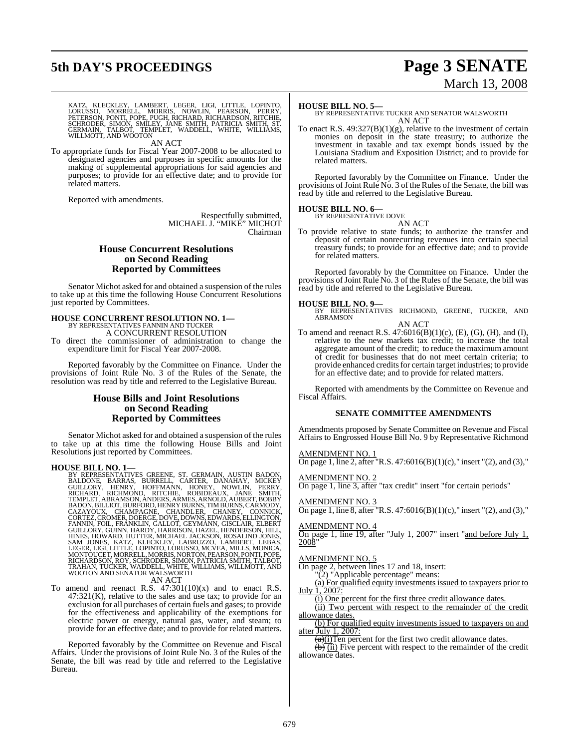KATZ, KLECKLEY, LAMBERT, LEGER, LIGI, LITTLE, LOPINTO, LORUSSO, MORRELL, MORRIS, NOWLIN, PEARSON, PERRY, PETERSON, PONTI, POPE, PUGH, RICHARD, RICHARDSON, RITCHIE, SCHRODER, SIMON, SMILEY, JANE SMITH, PATRICIA SMITH, ST. GERMAIN, TALBOT, TEMPLET, WADDELL, WHITE, WILLIAMS, WILLMOTT, AND WOOTON

AN ACT

To appropriate funds for Fiscal Year 2007-2008 to be allocated to designated agencies and purposes in specific amounts for the making of supplemental appropriations for said agencies and purposes; to provide for an effective date; and to provide for related matters.

Reported with amendments.

Respectfully submitted,
MICHAEL J. "MIKE" MICHOT
Chairman

## House Concurrent Resolutions on Second Reading Reported by Committees

Senator Michot asked for and obtained a suspension of the rules to take up at this time the following House Concurrent Resolutions just reported by Committees.

**HOUSE CONCURRENT RESOLUTION NO. 1—**
BY REPRESENTATIVES FANNIN AND TUCKER
A CONCURRENT RESOLUTION

To direct the commissioner of administration to change the expenditure limit for Fiscal Year 2007-2008.

Reported favorably by the Committee on Finance. Under the provisions of Joint Rule No. 3 of the Rules of the Senate, the resolution was read by title and referred to the Legislative Bureau.

## House Bills and Joint Resolutions on Second Reading Reported by Committees

Senator Michot asked for and obtained a suspension of the rules to take up at this time the following House Bills and Joint Resolutions just reported by Committees.

**HOUSE BILL NO. 1—**
BY REPRESENTATIVES GREENE, ST. GERMAIN, AUSTIN BADON, BALDONE, BARRAS, BURRELL, CARTER, DANAHAY, MICKEY GUILLORY, HENRY, HOFFMANN, HONEY, NOWLIN, PERRY, RICHARD, RICHMOND, RITCHIE, ROBIDEAUX, JANE SMITH, TEMPLET, ABRAMSON, ANDERS, ARMES, ARNOLD, AUBERT, BOBBY BADON, BILLIOT, BURFORD, HENRY BURNS, TIM BURNS, CARMODY, CAZAYOUX, CHAMPAGNE, CHANDLER, CHANEY, CONNICK, CORTEZ, CROMER, DOERGE, DOVE, DOWNS, EDWARDS, ELLINGTON, FANNIN, FOIL, FRANKLIN, GALLOT, GEYMANN, GISCLAIR, ELBERT GUILLORY, GUINN, HARDY, HARRISON, HAZEL, HENDERSON, HILL, HINES, HOWARD, HUTTER, MICHAEL JACKSON, ROSALIND JONES, SAM JONES, KATZ, KLECKLEY, LABRUZZO, LAMBERT, LEBAS, LEGER, LIGI, LITTLE, LOPINTO, LORUSSO, MCVEA, MILLS, MONICA, MONTOUCET, MORRELL, MORRIS, NORTON, PEARSON, PONTI, POPE, RICHARDSON, ROY, SCHRODER, SIMON, PATRICIA SMITH, TALBOT, TRAHAN, TUCKER, WADDELL, WHITE, WILLIAMS, WILLMOTT, AND WOOTON AND SENATOR WALSWORTH
AN ACT

To amend and reenact R.S. 47:301(10)(x) and to enact R.S. 47:321(K), relative to the sales and use tax; to provide for an exclusion for all purchases of certain fuels and gases; to provide for the effectiveness and applicability of the exemptions for electric power or energy, natural gas, water, and steam; to provide for an effective date; and to provide for related matters.

Reported favorably by the Committee on Revenue and Fiscal Affairs. Under the provisions of Joint Rule No. 3 of the Rules of the Senate, the bill was read by title and referred to the Legislative Bureau.

**HOUSE BILL NO. 5—**
BY REPRESENTATIVE TUCKER AND SENATOR WALSWORTH
AN ACT

To enact R.S. 49:327(B)(1)(g), relative to the investment of certain monies on deposit in the state treasury; to authorize the investment in taxable and tax exempt bonds issued by the Louisiana Stadium and Exposition District; and to provide for related matters.

Reported favorably by the Committee on Finance. Under the provisions of Joint Rule No. 3 of the Rules of the Senate, the bill was read by title and referred to the Legislative Bureau.

**HOUSE BILL NO. 6—**
BY REPRESENTATIVE DOVE
AN ACT

To provide relative to state funds; to authorize the transfer and deposit of certain nonrecurring revenues into certain special treasury funds; to provide for an effective date; and to provide for related matters.

Reported favorably by the Committee on Finance. Under the provisions of Joint Rule No. 3 of the Rules of the Senate, the bill was read by title and referred to the Legislative Bureau.

**HOUSE BILL NO. 9—**
BY REPRESENTATIVES RICHMOND, GREENE, TUCKER, AND ABRAMSON
AN ACT

To amend and reenact R.S. 47:6016(B)(1)(c), (E), (G), (H), and (I), relative to the new markets tax credit; to increase the total aggregate amount of the credit; to reduce the maximum amount of credit for businesses that do not meet certain criteria; to provide enhanced credits for certain target industries; to provide for an effective date; and to provide for related matters.

Reported with amendments by the Committee on Revenue and Fiscal Affairs.

### SENATE COMMITTEE AMENDMENTS

Amendments proposed by Senate Committee on Revenue and Fiscal Affairs to Engrossed House Bill No. 9 by Representative Richmond

AMENDMENT NO. 1
On page 1, line 2, after "R.S. 47:6016(B)(1)(c)," insert "(2), and (3),"

AMENDMENT NO. 2
On page 1, line 3, after "tax credit" insert "for certain periods"

AMENDMENT NO. 3
On page 1, line 8, after "R.S. 47:6016(B)(1)(c)," insert "(2), and (3),"

AMENDMENT NO. 4
On page 1, line 19, after "July 1, 2007" insert "and before July 1, 2008"

AMENDMENT NO. 5
On page 2, between lines 17 and 18, insert:

"(2) "Applicable percentage" means:

(a) For qualified equity investments issued to taxpayers prior to July 1, 2007:

(i) One percent for the first three credit allowance dates.

(ii) Two percent with respect to the remainder of the credit allowance dates.

(b) For qualified equity investments issued to taxpayers on and after July 1, 2007:

~~(a)~~(i)Ten percent for the first two credit allowance dates.

~~(b)~~ (ii) Five percent with respect to the remainder of the credit allowance dates.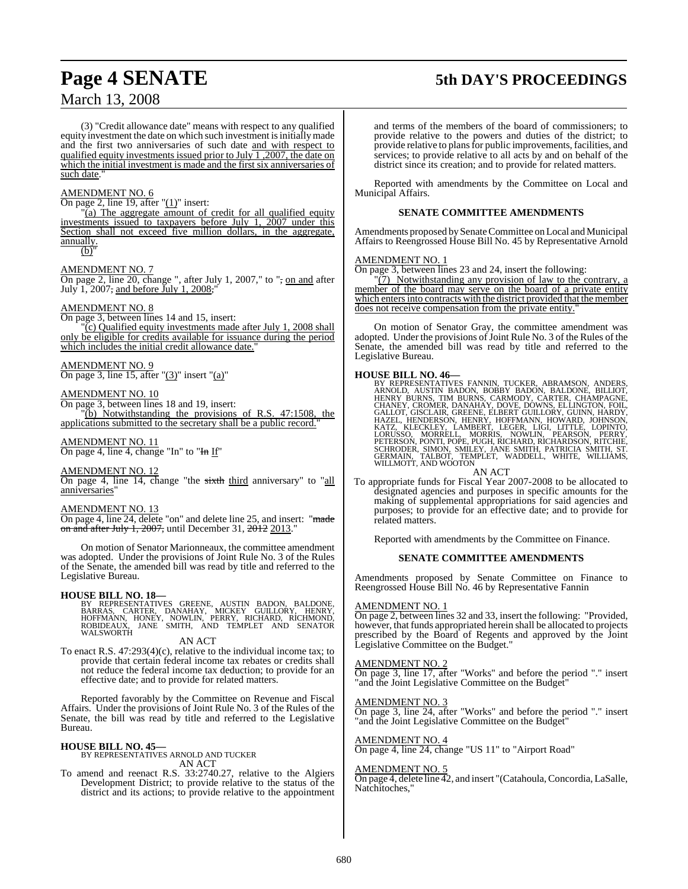(3) "Credit allowance date" means with respect to any qualified equity investment the date on which such investment is initially made and the first two anniversaries of such date and with respect to qualified equity investments issued prior to July 1 ,2007, the date on which the initial investment is made and the first six anniversaries of such date."

AMENDMENT NO. 6

On page 2, line 19, after "(1)" insert:

"(a) The aggregate amount of credit for all qualified equity investments issued to taxpayers before July 1, 2007 under this Section shall not exceed five million dollars, in the aggregate, annually.

(b)"

AMENDMENT NO. 7

On page 2, line 20, change ", after July 1, 2007," to "; on and after July 1, 2007; and before July 1, 2008;"

AMENDMENT NO. 8

On page 3, between lines 14 and 15, insert:

"(c) Qualified equity investments made after July 1, 2008 shall only be eligible for credits available for issuance during the period which includes the initial credit allowance date."

AMENDMENT NO. 9

On page 3, line 15, after "(3)" insert "(a)"

AMENDMENT NO. 10

On page 3, between lines 18 and 19, insert:

"(b) Notwithstanding the provisions of R.S. 47:1508, the applications submitted to the secretary shall be a public record."

AMENDMENT NO. 11

On page 4, line 4, change "In" to "In If"

AMENDMENT NO. 12

On page 4, line 14, change "the sixth third anniversary" to "all anniversaries"

AMENDMENT NO. 13

On page 4, line 24, delete "on" and delete line 25, and insert: "made on and after July 1, 2007, until December 31, 2012 2013."

On motion of Senator Marionneaux, the committee amendment was adopted. Under the provisions of Joint Rule No. 3 of the Rules of the Senate, the amended bill was read by title and referred to the Legislative Bureau.

**HOUSE BILL NO. 18—**

BY REPRESENTATIVES GREENE, AUSTIN BADON, BALDONE, BARRAS, CARTER, DANAHAY, MICKEY GUILLORY, HENRY, HOFFMANN, HONEY, NOWLIN, PERRY, RICHARD, RICHMOND, ROBIDEAUX, JANE SMITH, AND TEMPLET AND SENATOR WALSWORTH

AN ACT

To enact R.S. 47:293(4)(c), relative to the individual income tax; to provide that certain federal income tax rebates or credits shall not reduce the federal income tax deduction; to provide for an effective date; and to provide for related matters.

Reported favorably by the Committee on Revenue and Fiscal Affairs. Under the provisions of Joint Rule No. 3 of the Rules of the Senate, the bill was read by title and referred to the Legislative Bureau.

**HOUSE BILL NO. 45—**

BY REPRESENTATIVES ARNOLD AND TUCKER

AN ACT

To amend and reenact R.S. 33:2740.27, relative to the Algiers Development District; to provide relative to the status of the district and its actions; to provide relative to the appointment and terms of the members of the board of commissioners; to provide relative to the powers and duties of the district; to provide relative to plans for public improvements, facilities, and services; to provide relative to all acts by and on behalf of the district since its creation; and to provide for related matters.

Reported with amendments by the Committee on Local and Municipal Affairs.

**SENATE COMMITTEE AMENDMENTS**

Amendments proposed by Senate Committee on Local and Municipal Affairs to Reengrossed House Bill No. 45 by Representative Arnold

AMENDMENT NO. 1

On page 3, between lines 23 and 24, insert the following:

"(7) Notwithstanding any provision of law to the contrary, a member of the board may serve on the board of a private entity which enters into contracts with the district provided that the member does not receive compensation from the private entity."

On motion of Senator Gray, the committee amendment was adopted. Under the provisions of Joint Rule No. 3 of the Rules of the Senate, the amended bill was read by title and referred to the Legislative Bureau.

**HOUSE BILL NO. 46—**

BY REPRESENTATIVES FANNIN, TUCKER, ABRAMSON, ANDERS, ARNOLD, AUSTIN BADON, BOBBY BADON, BALDONE, BILLIOT, HENRY BURNS, TIM BURNS, CARMODY, CARTER, CHAMPAGNE, CHANEY, CROMER, DANAHAY, DOVE, DOWNS, ELLINGTON, FOIL, GALLOT, GISCLAIR, GREENE, ELBERT GUILLORY, GUINN, HARDY, HAZEL, HENDERSON, HENRY, HOFFMANN, HOWARD, JOHNSON, KATZ, KLECKLEY, LAMBERT, LEGER, LIGI, LITTLE, LOPINTO, LORUSSO, MORRELL, MORRIS, NOWLIN, PEARSON, PERRY, PETERSON, PONTI, POPE, PUGH, RICHARD, RICHARDSON, RITCHIE, SCHRODER, SIMON, SMILEY, JANE SMITH, PATRICIA SMITH, ST. GERMAIN, TALBOT, TEMPLET, WADDELL, WHITE, WILLIAMS, WILLMOTT, AND WOOTON

AN ACT

To appropriate funds for Fiscal Year 2007-2008 to be allocated to designated agencies and purposes in specific amounts for the making of supplemental appropriations for said agencies and purposes; to provide for an effective date; and to provide for related matters.

Reported with amendments by the Committee on Finance.

**SENATE COMMITTEE AMENDMENTS**

Amendments proposed by Senate Committee on Finance to Reengrossed House Bill No. 46 by Representative Fannin

AMENDMENT NO. 1

On page 2, between lines 32 and 33, insert the following: "Provided, however, that funds appropriated herein shall be allocated to projects prescribed by the Board of Regents and approved by the Joint Legislative Committee on the Budget."

AMENDMENT NO. 2

On page 3, line 17, after "Works" and before the period "." insert "and the Joint Legislative Committee on the Budget"

AMENDMENT NO. 3

On page 3, line 24, after "Works" and before the period "." insert "and the Joint Legislative Committee on the Budget"

AMENDMENT NO. 4

On page 4, line 24, change "US 11" to "Airport Road"

AMENDMENT NO. 5

On page 4, delete line 42, and insert "(Catahoula, Concordia, LaSalle, Natchitoches,"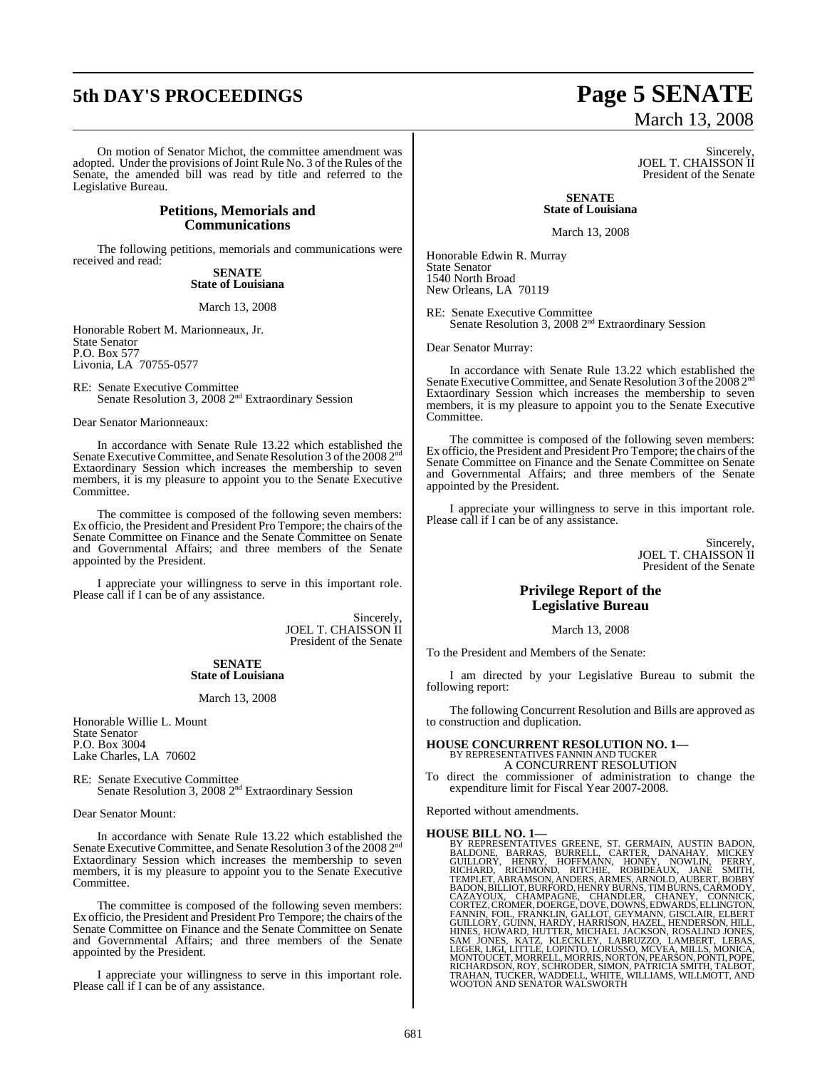On motion of Senator Michot, the committee amendment was adopted. Under the provisions of Joint Rule No. 3 of the Rules of the Senate, the amended bill was read by title and referred to the Legislative Bureau.

## Petitions, Memorials and Communications

The following petitions, memorials and communications were received and read:

**SENATE**
**State of Louisiana**

March 13, 2008

Honorable Robert M. Marionneaux, Jr.
State Senator
P.O. Box 577
Livonia, LA 70755-0577

RE: Senate Executive Committee
Senate Resolution 3, 2008 2nd Extraordinary Session

Dear Senator Marionneaux:

In accordance with Senate Rule 13.22 which established the Senate Executive Committee, and Senate Resolution 3 of the 2008 2nd Extaordinary Session which increases the membership to seven members, it is my pleasure to appoint you to the Senate Executive Committee.

The committee is composed of the following seven members: Ex officio, the President and President Pro Tempore; the chairs of the Senate Committee on Finance and the Senate Committee on Senate and Governmental Affairs; and three members of the Senate appointed by the President.

I appreciate your willingness to serve in this important role. Please call if I can be of any assistance.

Sincerely,
JOEL T. CHAISSON II
President of the Senate

**SENATE**
**State of Louisiana**

March 13, 2008

Honorable Willie L. Mount
State Senator
P.O. Box 3004
Lake Charles, LA 70602

RE: Senate Executive Committee
Senate Resolution 3, 2008 2nd Extraordinary Session

Dear Senator Mount:

In accordance with Senate Rule 13.22 which established the Senate Executive Committee, and Senate Resolution 3 of the 2008 2nd Extaordinary Session which increases the membership to seven members, it is my pleasure to appoint you to the Senate Executive Committee.

The committee is composed of the following seven members: Ex officio, the President and President Pro Tempore; the chairs of the Senate Committee on Finance and the Senate Committee on Senate and Governmental Affairs; and three members of the Senate appointed by the President.

I appreciate your willingness to serve in this important role. Please call if I can be of any assistance.

Sincerely,
JOEL T. CHAISSON II
President of the Senate

**SENATE**
**State of Louisiana**

March 13, 2008

Honorable Edwin R. Murray
State Senator
1540 North Broad
New Orleans, LA 70119

RE: Senate Executive Committee
Senate Resolution 3, 2008 2nd Extraordinary Session

Dear Senator Murray:

In accordance with Senate Rule 13.22 which established the Senate Executive Committee, and Senate Resolution 3 of the 2008 2nd Extaordinary Session which increases the membership to seven members, it is my pleasure to appoint you to the Senate Executive Committee.

The committee is composed of the following seven members: Ex officio, the President and President Pro Tempore; the chairs of the Senate Committee on Finance and the Senate Committee on Senate and Governmental Affairs; and three members of the Senate appointed by the President.

I appreciate your willingness to serve in this important role. Please call if I can be of any assistance.

Sincerely,
JOEL T. CHAISSON II
President of the Senate

## Privilege Report of the Legislative Bureau

March 13, 2008

To the President and Members of the Senate:

I am directed by your Legislative Bureau to submit the following report:

The following Concurrent Resolution and Bills are approved as to construction and duplication.

**HOUSE CONCURRENT RESOLUTION NO. 1—**
BY REPRESENTATIVES FANNIN AND TUCKER
A CONCURRENT RESOLUTION
To direct the commissioner of administration to change the expenditure limit for Fiscal Year 2007-2008.

Reported without amendments.

**HOUSE BILL NO. 1—**
BY REPRESENTATIVES GREENE, ST. GERMAIN, AUSTIN BADON, BALDONE, BARRAS, BURRELL, CARTER, DANAHAY, MICKEY GUILLORY, HENRY, HOFFMANN, HONEY, NOWLIN, PERRY, RICHARD, RICHMOND, RITCHIE, ROBIDEAUX, JANE SMITH, TEMPLET, ABRAMSON, ANDERS, ARMES, ARNOLD, AUBERT, BOBBY BADON, BILLIOT, BURFORD, HENRY BURNS, TIM BURNS, CARMODY, CAZAYOUX, CHAMPAGNE, CHANDLER, CHANEY, CONNICK, CORTEZ, CROMER, DOERGE, DOVE, DOWNS, EDWARDS, ELLINGTON, FANNIN, FOIL, FRANKLIN, GALLOT, GEYMANN, GISCLAIR, ELBERT GUILLORY, GUINN, HARDY, HARRISON, HAZEL, HENDERSON, HILL, HINES, HOWARD, HUTTER, MICHAEL JACKSON, ROSALIND JONES, SAM JONES, KATZ, KLECKLEY, LABRUZZO, LAMBERT, LEBAS, LEGER, LIGI, LITTLE, LOPINTO, LORUSSO, MCVEA, MILLS, MONICA, MONTOUCET, MORRELL, MORRIS, NORTON, PEARSON, PONTI, POPE, RICHARDSON, ROY, SCHRODER, SIMON, PATRICIA SMITH, TALBOT, TRAHAN, TUCKER, WADDELL, WHITE, WILLIAMS, WILLMOTT, AND WOOTON AND SENATOR WALSWORTH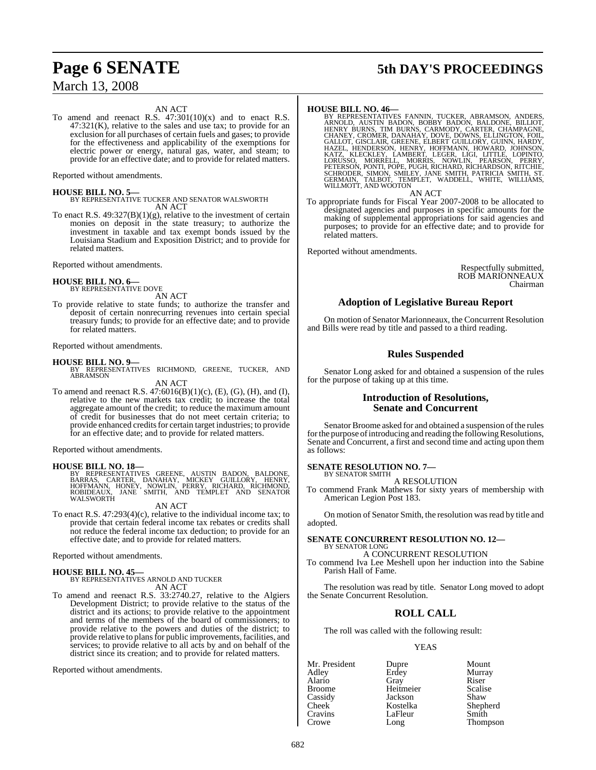AN ACT

To amend and reenact R.S. 47:301(10)(x) and to enact R.S. 47:321(K), relative to the sales and use tax; to provide for an exclusion for all purchases of certain fuels and gases; to provide for the effectiveness and applicability of the exemptions for electric power or energy, natural gas, water, and steam; to provide for an effective date; and to provide for related matters.

Reported without amendments.

**HOUSE BILL NO. 5—**
BY REPRESENTATIVE TUCKER AND SENATOR WALSWORTH
AN ACT

To enact R.S. 49:327(B)(1)(g), relative to the investment of certain monies on deposit in the state treasury; to authorize the investment in taxable and tax exempt bonds issued by the Louisiana Stadium and Exposition District; and to provide for related matters.

Reported without amendments.

**HOUSE BILL NO. 6—**
BY REPRESENTATIVE DOVE
AN ACT

To provide relative to state funds; to authorize the transfer and deposit of certain nonrecurring revenues into certain special treasury funds; to provide for an effective date; and to provide for related matters.

Reported without amendments.

**HOUSE BILL NO. 9—**
BY REPRESENTATIVES RICHMOND, GREENE, TUCKER, AND ABRAMSON
AN ACT

To amend and reenact R.S. 47:6016(B)(1)(c), (E), (G), (H), and (I), relative to the new markets tax credit; to increase the total aggregate amount of the credit; to reduce the maximum amount of credit for businesses that do not meet certain criteria; to provide enhanced credits for certain target industries; to provide for an effective date; and to provide for related matters.

Reported without amendments.

**HOUSE BILL NO. 18—**
BY REPRESENTATIVES GREENE, AUSTIN BADON, BALDONE, BARRAS, CARTER, DANAHAY, MICKEY GUILLORY, HENRY, HOFFMANN, HONEY, NOWLIN, PERRY, RICHARD, RICHMOND, ROBIDEAUX, JANE SMITH, AND TEMPLET AND SENATOR WALSWORTH
AN ACT

To enact R.S. 47:293(4)(c), relative to the individual income tax; to provide that certain federal income tax rebates or credits shall not reduce the federal income tax deduction; to provide for an effective date; and to provide for related matters.

Reported without amendments.

**HOUSE BILL NO. 45—**
BY REPRESENTATIVES ARNOLD AND TUCKER
AN ACT

To amend and reenact R.S. 33:2740.27, relative to the Algiers Development District; to provide relative to the status of the district and its actions; to provide relative to the appointment and terms of the members of the board of commissioners; to provide relative to the powers and duties of the district; to provide relative to plans for public improvements, facilities, and services; to provide relative to all acts by and on behalf of the district since its creation; and to provide for related matters.

Reported without amendments.

**HOUSE BILL NO. 46—**
BY REPRESENTATIVES FANNIN, TUCKER, ABRAMSON, ANDERS, ARNOLD, AUSTIN BADON, BOBBY BADON, BALDONE, BILLIOT, HENRY BURNS, TIM BURNS, CARMODY, CARTER, CHAMPAGNE, CHANEY, CROMER, DANAHAY, DOVE, DOWNS, ELLINGTON, FOIL, GALLOT, GISCLAIR, GREENE, ELBERT GUILLORY, GUINN, HARDY, HAZEL, HENDERSON, HENRY, HOFFMANN, HOWARD, JOHNSON, KATZ, KLECKLEY, LAMBERT, LEGER, LIGI, LITTLE, LOPINTO, LORUSSO, MORRELL, MORRIS, NOWLIN, PEARSON, PERRY, PETERSON, PONTI, POPE, PUGH, RICHARD, RICHARDSON, RITCHIE, SCHRODER, SIMON, SMILEY, JANE SMITH, PATRICIA SMITH, ST. GERMAIN, TALBOT, TEMPLET, WADDELL, WHITE, WILLIAMS, WILLMOTT, AND WOOTON
AN ACT

To appropriate funds for Fiscal Year 2007-2008 to be allocated to designated agencies and purposes in specific amounts for the making of supplemental appropriations for said agencies and purposes; to provide for an effective date; and to provide for related matters.

Reported without amendments.

Respectfully submitted,
ROB MARIONNEAUX
Chairman

## Adoption of Legislative Bureau Report

On motion of Senator Marionneaux, the Concurrent Resolution and Bills were read by title and passed to a third reading.

## Rules Suspended

Senator Long asked for and obtained a suspension of the rules for the purpose of taking up at this time.

## Introduction of Resolutions, Senate and Concurrent

Senator Broome asked for and obtained a suspension of the rules for the purpose of introducing and reading the following Resolutions, Senate and Concurrent, a first and second time and acting upon them as follows:

**SENATE RESOLUTION NO. 7—**
BY SENATOR SMITH
A RESOLUTION

To commend Frank Mathews for sixty years of membership with American Legion Post 183.

On motion of Senator Smith, the resolution was read by title and adopted.

**SENATE CONCURRENT RESOLUTION NO. 12—**
BY SENATOR LONG
A CONCURRENT RESOLUTION

To commend Iva Lee Meshell upon her induction into the Sabine Parish Hall of Fame.

The resolution was read by title. Senator Long moved to adopt the Senate Concurrent Resolution.

## ROLL CALL

The roll was called with the following result:

YEAS

| | | |
|---|---|---|
| Mr. President | Dupre | Mount |
| Adley | Erdey | Murray |
| Alario | Gray | Riser |
| Broome | Heitmeier | Scalise |
| Cassidy | Jackson | Shaw |
| Cheek | Kostelka | Shepherd |
| Cravins | LaFleur | Smith |
| Crowe | Long | Thompson |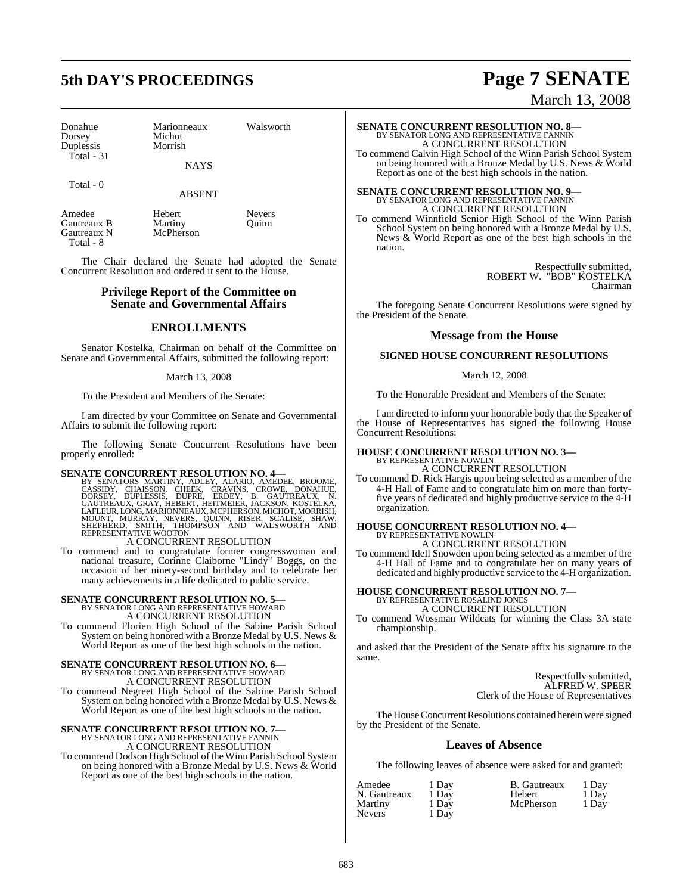| | | |
|---|---|---|
| Donahue | Marionneaux | Walsworth |
| Dorsey | Michot | |
| Duplessis | Morrish | |
| Total - 31 | | |

NAYS

Total - 0

ABSENT

| | | |
|---|---|---|
| Amedee | Hebert | Nevers |
| Gautreaux B | Martiny | Quinn |
| Gautreaux N | McPherson | |
| Total - 8 | | |

The Chair declared the Senate had adopted the Senate Concurrent Resolution and ordered it sent to the House.

## Privilege Report of the Committee on Senate and Governmental Affairs

## ENROLLMENTS

Senator Kostelka, Chairman on behalf of the Committee on Senate and Governmental Affairs, submitted the following report:

March 13, 2008

To the President and Members of the Senate:

I am directed by your Committee on Senate and Governmental Affairs to submit the following report:

The following Senate Concurrent Resolutions have been properly enrolled:

**SENATE CONCURRENT RESOLUTION NO. 4—**
BY SENATORS MARTINY, ADLEY, ALARIO, AMEDEE, BROOME, CASSIDY, CHAISSON, CHEEK, CRAVINS, CROWE, DONAHUE, DORSEY, DUPLESSIS, DUPRE, ERDEY, B. GAUTREAUX, N. GAUTREAUX, GRAY, HEBERT, HEITMEIER, JACKSON, KOSTELKA, LAFLEUR, LONG, MARIONNEAUX, MCPHERSON, MICHOT, MORRISH, MOUNT, MURRAY, NEVERS, QUINN, RISER, SCALISE, SHAW, SHEPHERD, SMITH, THOMPSON AND WALSWORTH AND REPRESENTATIVE WOOTON
A CONCURRENT RESOLUTION
To commend and to congratulate former congresswoman and national treasure, Corinne Claiborne "Lindy" Boggs, on the occasion of her ninety-second birthday and to celebrate her many achievements in a life dedicated to public service.

**SENATE CONCURRENT RESOLUTION NO. 5—**
BY SENATOR LONG AND REPRESENTATIVE HOWARD
A CONCURRENT RESOLUTION
To commend Florien High School of the Sabine Parish School System on being honored with a Bronze Medal by U.S. News & World Report as one of the best high schools in the nation.

**SENATE CONCURRENT RESOLUTION NO. 6—**
BY SENATOR LONG AND REPRESENTATIVE HOWARD
A CONCURRENT RESOLUTION
To commend Negreet High School of the Sabine Parish School System on being honored with a Bronze Medal by U.S. News & World Report as one of the best high schools in the nation.

**SENATE CONCURRENT RESOLUTION NO. 7—**
BY SENATOR LONG AND REPRESENTATIVE FANNIN
A CONCURRENT RESOLUTION
To commend Dodson High School of the Winn Parish School System on being honored with a Bronze Medal by U.S. News & World Report as one of the best high schools in the nation.

**SENATE CONCURRENT RESOLUTION NO. 8—**
BY SENATOR LONG AND REPRESENTATIVE FANNIN
A CONCURRENT RESOLUTION
To commend Calvin High School of the Winn Parish School System on being honored with a Bronze Medal by U.S. News & World Report as one of the best high schools in the nation.

**SENATE CONCURRENT RESOLUTION NO. 9—**
BY SENATOR LONG AND REPRESENTATIVE FANNIN
A CONCURRENT RESOLUTION
To commend Winnfield Senior High School of the Winn Parish School System on being honored with a Bronze Medal by U.S. News & World Report as one of the best high schools in the nation.

Respectfully submitted,
ROBERT W. "BOB" KOSTELKA
Chairman

The foregoing Senate Concurrent Resolutions were signed by the President of the Senate.

## Message from the House

### SIGNED HOUSE CONCURRENT RESOLUTIONS

March 12, 2008

To the Honorable President and Members of the Senate:

I am directed to inform your honorable body that the Speaker of the House of Representatives has signed the following House Concurrent Resolutions:

**HOUSE CONCURRENT RESOLUTION NO. 3—**
BY REPRESENTATIVE NOWLIN
A CONCURRENT RESOLUTION
To commend D. Rick Hargis upon being selected as a member of the 4-H Hall of Fame and to congratulate him on more than forty-five years of dedicated and highly productive service to the 4-H organization.

**HOUSE CONCURRENT RESOLUTION NO. 4—**
BY REPRESENTATIVE NOWLIN
A CONCURRENT RESOLUTION
To commend Idell Snowden upon being selected as a member of the 4-H Hall of Fame and to congratulate her on many years of dedicated and highly productive service to the 4-H organization.

**HOUSE CONCURRENT RESOLUTION NO. 7—**
BY REPRESENTATIVE ROSALIND JONES
A CONCURRENT RESOLUTION
To commend Wossman Wildcats for winning the Class 3A state championship.

and asked that the President of the Senate affix his signature to the same.

Respectfully submitted,
ALFRED W. SPEER
Clerk of the House of Representatives

The House Concurrent Resolutions contained herein were signed by the President of the Senate.

## Leaves of Absence

The following leaves of absence were asked for and granted:

| | | | |
|---|---|---|---|
| Amedee | 1 Day | B. Gautreaux | 1 Day |
| N. Gautreaux | 1 Day | Hebert | 1 Day |
| Martiny | 1 Day | McPherson | 1 Day |
| Nevers | 1 Day | | |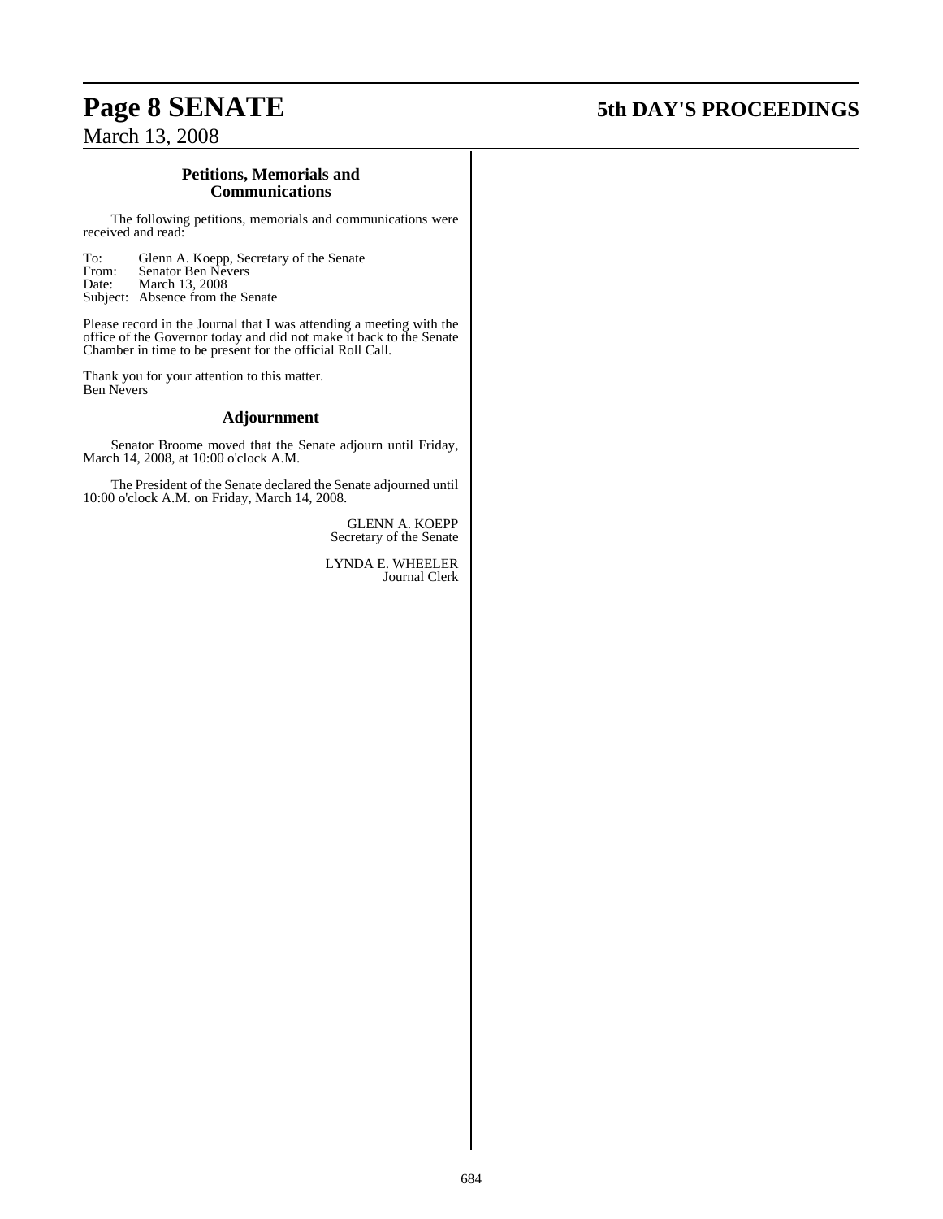### Petitions, Memorials and Communications

The following petitions, memorials and communications were received and read:

To: Glenn A. Koepp, Secretary of the Senate
From: Senator Ben Nevers
Date: March 13, 2008
Subject: Absence from the Senate

Please record in the Journal that I was attending a meeting with the office of the Governor today and did not make it back to the Senate Chamber in time to be present for the official Roll Call.

Thank you for your attention to this matter.
Ben Nevers

### Adjournment

Senator Broome moved that the Senate adjourn until Friday, March 14, 2008, at 10:00 o'clock A.M.

The President of the Senate declared the Senate adjourned until 10:00 o'clock A.M. on Friday, March 14, 2008.

GLENN A. KOEPP
Secretary of the Senate

LYNDA E. WHEELER
Journal Clerk